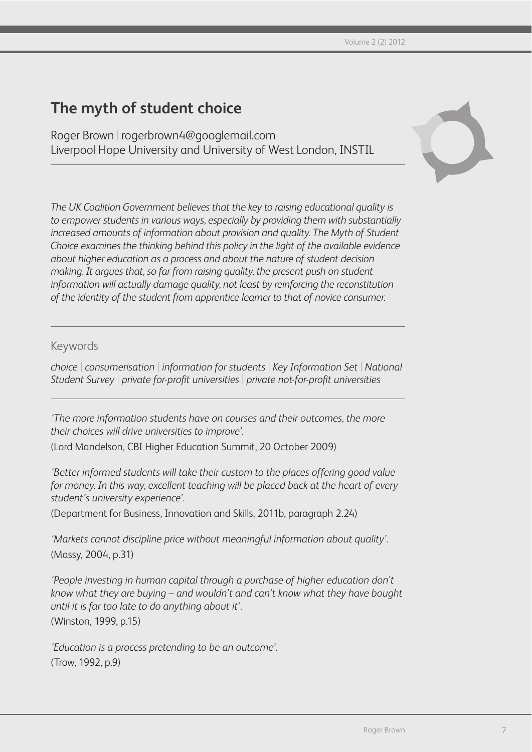# The myth of student choice

Roger Brown | rogerbrown4@googlemail.com
Liverpool Hope University and University of West London, INSTIL

*The UK Coalition Government believes that the key to raising educational quality is to empower students in various ways, especially by providing them with substantially increased amounts of information about provision and quality. The Myth of Student Choice examines the thinking behind this policy in the light of the available evidence about higher education as a process and about the nature of student decision making. It argues that, so far from raising quality, the present push on student information will actually damage quality, not least by reinforcing the reconstitution of the identity of the student from apprentice learner to that of novice consumer.*

## Keywords

*choice | consumerisation | information for students | Key Information Set | National Student Survey | private for-profit universities | private not-for-profit universities*

*'The more information students have on courses and their outcomes, the more their choices will drive universities to improve'.*
(Lord Mandelson, CBI Higher Education Summit, 20 October 2009)

*'Better informed students will take their custom to the places offering good value for money. In this way, excellent teaching will be placed back at the heart of every student's university experience'.*
(Department for Business, Innovation and Skills, 2011b, paragraph 2.24)

*'Markets cannot discipline price without meaningful information about quality'.*
(Massy, 2004, p.31)

*'People investing in human capital through a purchase of higher education don't know what they are buying – and wouldn't and can't know what they have bought until it is far too late to do anything about it'.*
(Winston, 1999, p.15)

*'Education is a process pretending to be an outcome'.*
(Trow, 1992, p.9)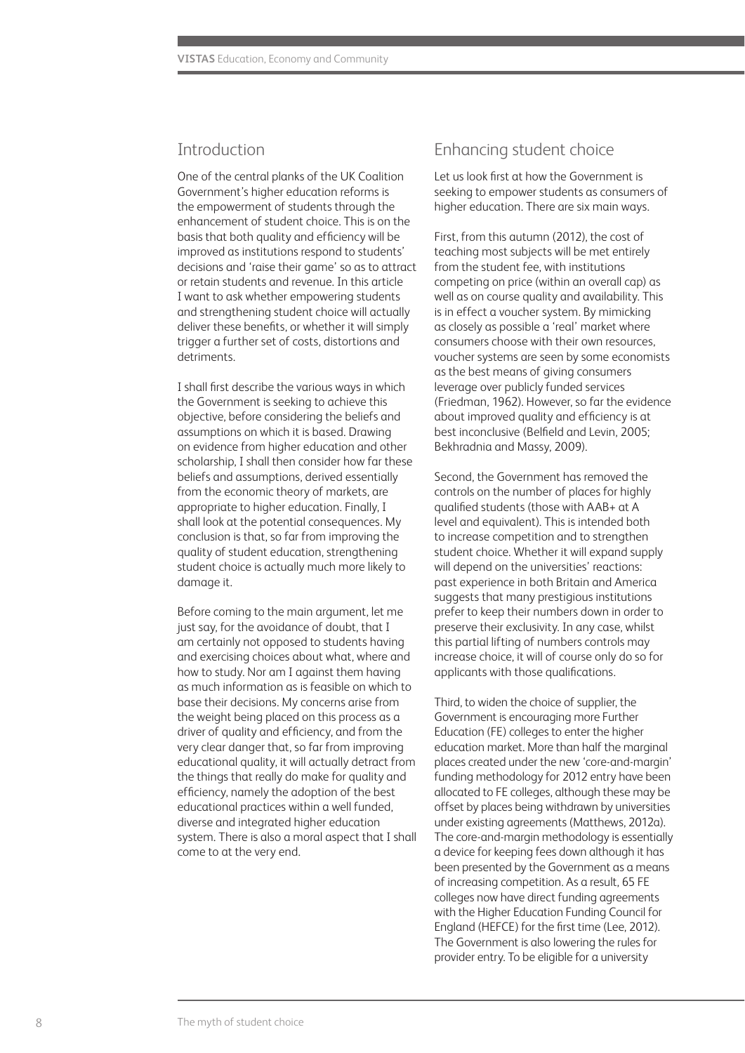## Introduction

One of the central planks of the UK Coalition Government's higher education reforms is the empowerment of students through the enhancement of student choice. This is on the basis that both quality and efficiency will be improved as institutions respond to students' decisions and 'raise their game' so as to attract or retain students and revenue. In this article I want to ask whether empowering students and strengthening student choice will actually deliver these benefits, or whether it will simply trigger a further set of costs, distortions and detriments.

I shall first describe the various ways in which the Government is seeking to achieve this objective, before considering the beliefs and assumptions on which it is based. Drawing on evidence from higher education and other scholarship, I shall then consider how far these beliefs and assumptions, derived essentially from the economic theory of markets, are appropriate to higher education. Finally, I shall look at the potential consequences. My conclusion is that, so far from improving the quality of student education, strengthening student choice is actually much more likely to damage it.

Before coming to the main argument, let me just say, for the avoidance of doubt, that I am certainly not opposed to students having and exercising choices about what, where and how to study. Nor am I against them having as much information as is feasible on which to base their decisions. My concerns arise from the weight being placed on this process as a driver of quality and efficiency, and from the very clear danger that, so far from improving educational quality, it will actually detract from the things that really do make for quality and efficiency, namely the adoption of the best educational practices within a well funded, diverse and integrated higher education system. There is also a moral aspect that I shall come to at the very end.

## Enhancing student choice

Let us look first at how the Government is seeking to empower students as consumers of higher education. There are six main ways.

First, from this autumn (2012), the cost of teaching most subjects will be met entirely from the student fee, with institutions competing on price (within an overall cap) as well as on course quality and availability. This is in effect a voucher system. By mimicking as closely as possible a 'real' market where consumers choose with their own resources, voucher systems are seen by some economists as the best means of giving consumers leverage over publicly funded services (Friedman, 1962). However, so far the evidence about improved quality and efficiency is at best inconclusive (Belfield and Levin, 2005; Bekhradnia and Massy, 2009).

Second, the Government has removed the controls on the number of places for highly qualified students (those with AAB+ at A level and equivalent). This is intended both to increase competition and to strengthen student choice. Whether it will expand supply will depend on the universities' reactions: past experience in both Britain and America suggests that many prestigious institutions prefer to keep their numbers down in order to preserve their exclusivity. In any case, whilst this partial lifting of numbers controls may increase choice, it will of course only do so for applicants with those qualifications.

Third, to widen the choice of supplier, the Government is encouraging more Further Education (FE) colleges to enter the higher education market. More than half the marginal places created under the new 'core-and-margin' funding methodology for 2012 entry have been allocated to FE colleges, although these may be offset by places being withdrawn by universities under existing agreements (Matthews, 2012a). The core-and-margin methodology is essentially a device for keeping fees down although it has been presented by the Government as a means of increasing competition. As a result, 65 FE colleges now have direct funding agreements with the Higher Education Funding Council for England (HEFCE) for the first time (Lee, 2012). The Government is also lowering the rules for provider entry. To be eligible for a university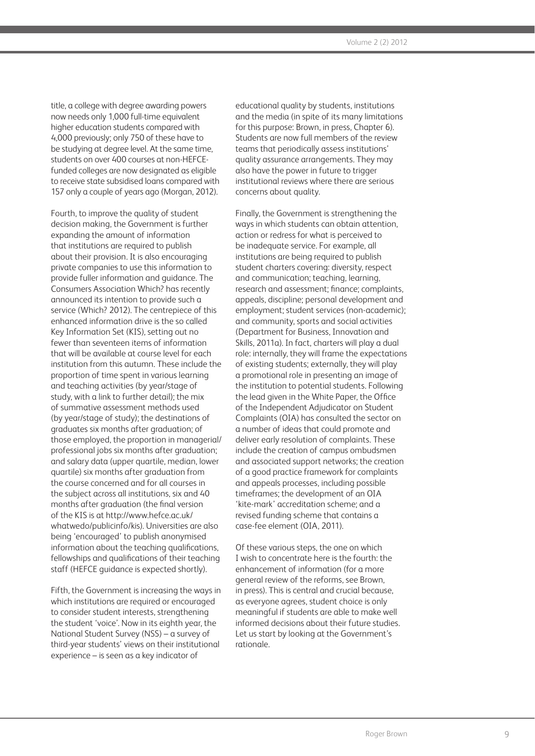title, a college with degree awarding powers now needs only 1,000 full-time equivalent higher education students compared with 4,000 previously; only 750 of these have to be studying at degree level. At the same time, students on over 400 courses at non-HEFCE-funded colleges are now designated as eligible to receive state subsidised loans compared with 157 only a couple of years ago (Morgan, 2012).

Fourth, to improve the quality of student decision making, the Government is further expanding the amount of information that institutions are required to publish about their provision. It is also encouraging private companies to use this information to provide fuller information and guidance. The Consumers Association Which? has recently announced its intention to provide such a service (Which? 2012). The centrepiece of this enhanced information drive is the so called Key Information Set (KIS), setting out no fewer than seventeen items of information that will be available at course level for each institution from this autumn. These include the proportion of time spent in various learning and teaching activities (by year/stage of study, with a link to further detail); the mix of summative assessment methods used (by year/stage of study); the destinations of graduates six months after graduation; of those employed, the proportion in managerial/professional jobs six months after graduation; and salary data (upper quartile, median, lower quartile) six months after graduation from the course concerned and for all courses in the subject across all institutions, six and 40 months after graduation (the final version of the KIS is at http://www.hefce.ac.uk/whatwedo/publicinfo/kis). Universities are also being 'encouraged' to publish anonymised information about the teaching qualifications, fellowships and qualifications of their teaching staff (HEFCE guidance is expected shortly).

Fifth, the Government is increasing the ways in which institutions are required or encouraged to consider student interests, strengthening the student 'voice'. Now in its eighth year, the National Student Survey (NSS) – a survey of third-year students' views on their institutional experience – is seen as a key indicator of educational quality by students, institutions and the media (in spite of its many limitations for this purpose: Brown, in press, Chapter 6). Students are now full members of the review teams that periodically assess institutions' quality assurance arrangements. They may also have the power in future to trigger institutional reviews where there are serious concerns about quality.

Finally, the Government is strengthening the ways in which students can obtain attention, action or redress for what is perceived to be inadequate service. For example, all institutions are being required to publish student charters covering: diversity, respect and communication; teaching, learning, research and assessment; finance; complaints, appeals, discipline; personal development and employment; student services (non-academic); and community, sports and social activities (Department for Business, Innovation and Skills, 2011a). In fact, charters will play a dual role: internally, they will frame the expectations of existing students; externally, they will play a promotional role in presenting an image of the institution to potential students. Following the lead given in the White Paper, the Office of the Independent Adjudicator on Student Complaints (OIA) has consulted the sector on a number of ideas that could promote and deliver early resolution of complaints. These include the creation of campus ombudsmen and associated support networks; the creation of a good practice framework for complaints and appeals processes, including possible timeframes; the development of an OIA 'kite-mark' accreditation scheme; and a revised funding scheme that contains a case-fee element (OIA, 2011).

Of these various steps, the one on which I wish to concentrate here is the fourth: the enhancement of information (for a more general review of the reforms, see Brown, in press). This is central and crucial because, as everyone agrees, student choice is only meaningful if students are able to make well informed decisions about their future studies. Let us start by looking at the Government's rationale.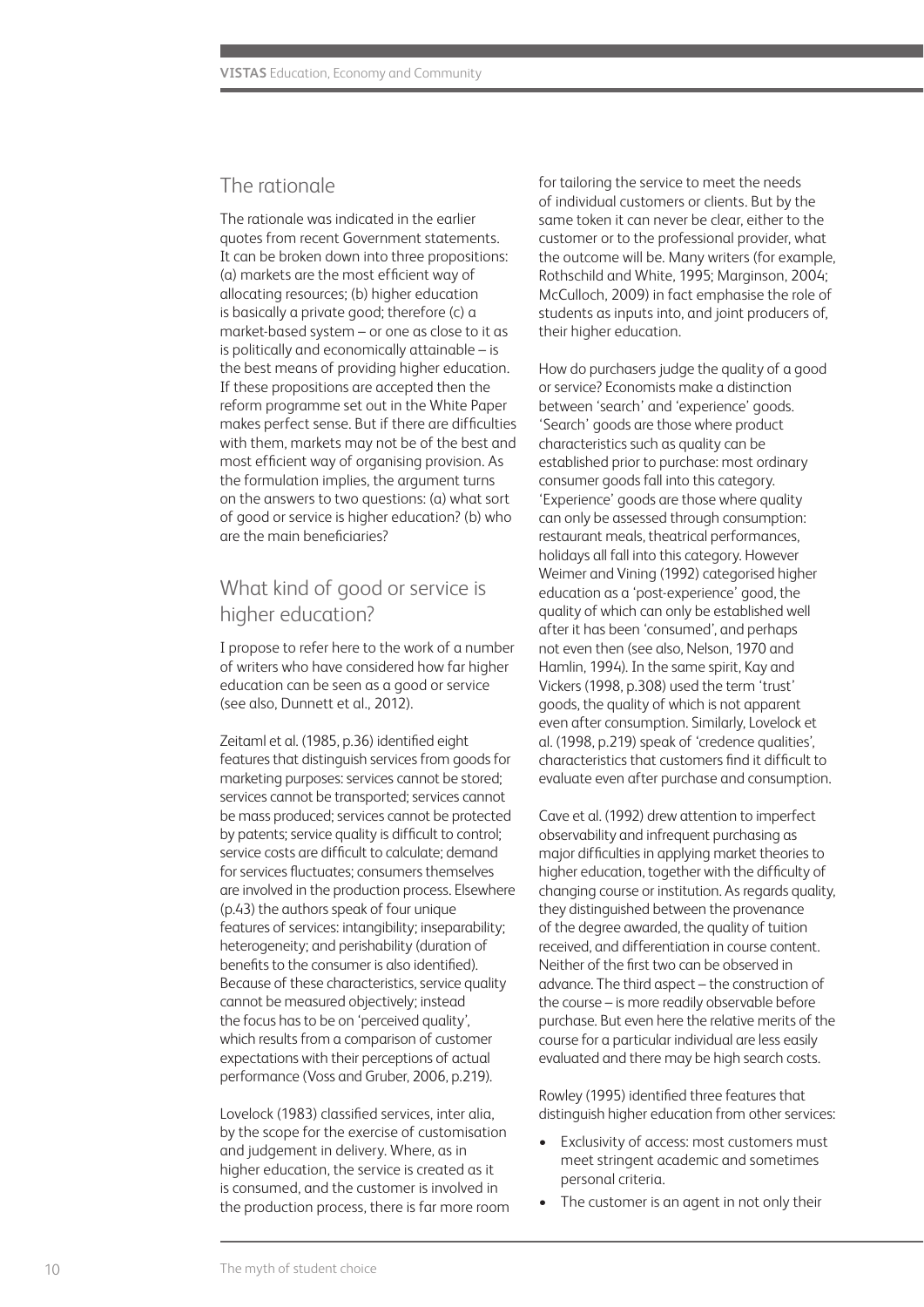## The rationale

The rationale was indicated in the earlier quotes from recent Government statements. It can be broken down into three propositions: (a) markets are the most efficient way of allocating resources; (b) higher education is basically a private good; therefore (c) a market-based system – or one as close to it as is politically and economically attainable – is the best means of providing higher education. If these propositions are accepted then the reform programme set out in the White Paper makes perfect sense. But if there are difficulties with them, markets may not be of the best and most efficient way of organising provision. As the formulation implies, the argument turns on the answers to two questions: (a) what sort of good or service is higher education? (b) who are the main beneficiaries?

## What kind of good or service is higher education?

I propose to refer here to the work of a number of writers who have considered how far higher education can be seen as a good or service (see also, Dunnett et al., 2012).

Zeitaml et al. (1985, p.36) identified eight features that distinguish services from goods for marketing purposes: services cannot be stored; services cannot be transported; services cannot be mass produced; services cannot be protected by patents; service quality is difficult to control; service costs are difficult to calculate; demand for services fluctuates; consumers themselves are involved in the production process. Elsewhere (p.43) the authors speak of four unique features of services: intangibility; inseparability; heterogeneity; and perishability (duration of benefits to the consumer is also identified). Because of these characteristics, service quality cannot be measured objectively; instead the focus has to be on 'perceived quality', which results from a comparison of customer expectations with their perceptions of actual performance (Voss and Gruber, 2006, p.219).

Lovelock (1983) classified services, inter alia, by the scope for the exercise of customisation and judgement in delivery. Where, as in higher education, the service is created as it is consumed, and the customer is involved in the production process, there is far more room for tailoring the service to meet the needs of individual customers or clients. But by the same token it can never be clear, either to the customer or to the professional provider, what the outcome will be. Many writers (for example, Rothschild and White, 1995; Marginson, 2004; McCulloch, 2009) in fact emphasise the role of students as inputs into, and joint producers of, their higher education.

How do purchasers judge the quality of a good or service? Economists make a distinction between 'search' and 'experience' goods. 'Search' goods are those where product characteristics such as quality can be established prior to purchase: most ordinary consumer goods fall into this category. 'Experience' goods are those where quality can only be assessed through consumption: restaurant meals, theatrical performances, holidays all fall into this category. However Weimer and Vining (1992) categorised higher education as a 'post-experience' good, the quality of which can only be established well after it has been 'consumed', and perhaps not even then (see also, Nelson, 1970 and Hamlin, 1994). In the same spirit, Kay and Vickers (1998, p.308) used the term 'trust' goods, the quality of which is not apparent even after consumption. Similarly, Lovelock et al. (1998, p.219) speak of 'credence qualities', characteristics that customers find it difficult to evaluate even after purchase and consumption.

Cave et al. (1992) drew attention to imperfect observability and infrequent purchasing as major difficulties in applying market theories to higher education, together with the difficulty of changing course or institution. As regards quality, they distinguished between the provenance of the degree awarded, the quality of tuition received, and differentiation in course content. Neither of the first two can be observed in advance. The third aspect – the construction of the course – is more readily observable before purchase. But even here the relative merits of the course for a particular individual are less easily evaluated and there may be high search costs.

Rowley (1995) identified three features that distinguish higher education from other services:

- Exclusivity of access: most customers must meet stringent academic and sometimes personal criteria.
- The customer is an agent in not only their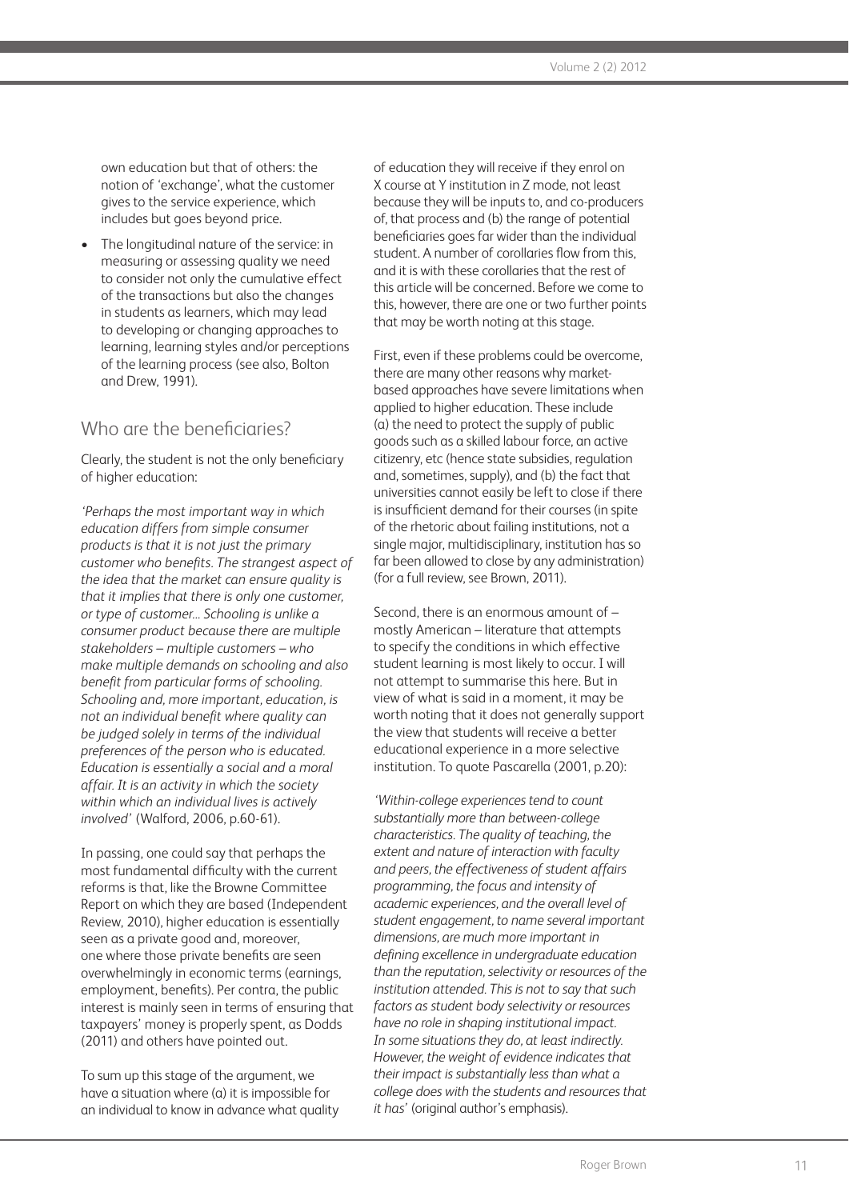own education but that of others: the notion of 'exchange', what the customer gives to the service experience, which includes but goes beyond price.

- The longitudinal nature of the service: in measuring or assessing quality we need to consider not only the cumulative effect of the transactions but also the changes in students as learners, which may lead to developing or changing approaches to learning, learning styles and/or perceptions of the learning process (see also, Bolton and Drew, 1991).

## Who are the beneficiaries?

Clearly, the student is not the only beneficiary of higher education:

*'Perhaps the most important way in which education differs from simple consumer products is that it is not just the primary customer who benefits. The strangest aspect of the idea that the market can ensure quality is that it implies that there is only one customer, or type of customer... Schooling is unlike a consumer product because there are multiple stakeholders – multiple customers – who make multiple demands on schooling and also benefit from particular forms of schooling. Schooling and, more important, education, is not an individual benefit where quality can be judged solely in terms of the individual preferences of the person who is educated. Education is essentially a social and a moral affair. It is an activity in which the society within which an individual lives is actively involved'* (Walford, 2006, p.60-61).

In passing, one could say that perhaps the most fundamental difficulty with the current reforms is that, like the Browne Committee Report on which they are based (Independent Review, 2010), higher education is essentially seen as a private good and, moreover, one where those private benefits are seen overwhelmingly in economic terms (earnings, employment, benefits). Per contra, the public interest is mainly seen in terms of ensuring that taxpayers' money is properly spent, as Dodds (2011) and others have pointed out.

To sum up this stage of the argument, we have a situation where (a) it is impossible for an individual to know in advance what quality of education they will receive if they enrol on X course at Y institution in Z mode, not least because they will be inputs to, and co-producers of, that process and (b) the range of potential beneficiaries goes far wider than the individual student. A number of corollaries flow from this, and it is with these corollaries that the rest of this article will be concerned. Before we come to this, however, there are one or two further points that may be worth noting at this stage.

First, even if these problems could be overcome, there are many other reasons why market-based approaches have severe limitations when applied to higher education. These include (a) the need to protect the supply of public goods such as a skilled labour force, an active citizenry, etc (hence state subsidies, regulation and, sometimes, supply), and (b) the fact that universities cannot easily be left to close if there is insufficient demand for their courses (in spite of the rhetoric about failing institutions, not a single major, multidisciplinary, institution has so far been allowed to close by any administration) (for a full review, see Brown, 2011).

Second, there is an enormous amount of – mostly American – literature that attempts to specify the conditions in which effective student learning is most likely to occur. I will not attempt to summarise this here. But in view of what is said in a moment, it may be worth noting that it does not generally support the view that students will receive a better educational experience in a more selective institution. To quote Pascarella (2001, p.20):

*'Within-college experiences tend to count substantially more than between-college characteristics. The quality of teaching, the extent and nature of interaction with faculty and peers, the effectiveness of student affairs programming, the focus and intensity of academic experiences, and the overall level of student engagement, to name several important dimensions, are much more important in defining excellence in undergraduate education than the reputation, selectivity or resources of the institution attended. This is not to say that such factors as student body selectivity or resources have no role in shaping institutional impact. In some situations they do, at least indirectly. However, the weight of evidence indicates that their impact is substantially less than what a college does with the students and resources that it has'* (original author's emphasis).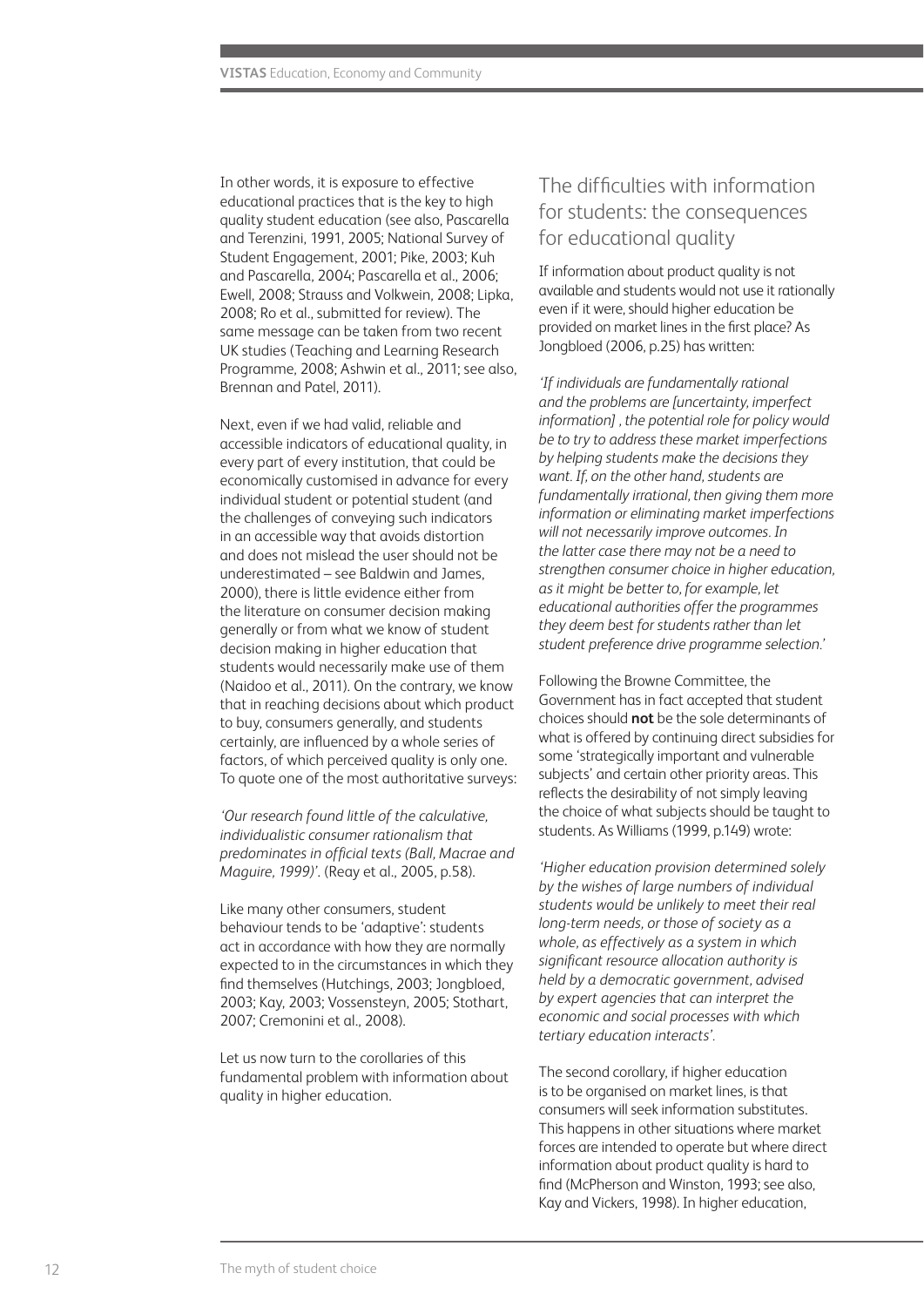In other words, it is exposure to effective educational practices that is the key to high quality student education (see also, Pascarella and Terenzini, 1991, 2005; National Survey of Student Engagement, 2001; Pike, 2003; Kuh and Pascarella, 2004; Pascarella et al., 2006; Ewell, 2008; Strauss and Volkwein, 2008; Lipka, 2008; Ro et al., submitted for review). The same message can be taken from two recent UK studies (Teaching and Learning Research Programme, 2008; Ashwin et al., 2011; see also, Brennan and Patel, 2011).

Next, even if we had valid, reliable and accessible indicators of educational quality, in every part of every institution, that could be economically customised in advance for every individual student or potential student (and the challenges of conveying such indicators in an accessible way that avoids distortion and does not mislead the user should not be underestimated – see Baldwin and James, 2000), there is little evidence either from the literature on consumer decision making generally or from what we know of student decision making in higher education that students would necessarily make use of them (Naidoo et al., 2011). On the contrary, we know that in reaching decisions about which product to buy, consumers generally, and students certainly, are influenced by a whole series of factors, of which perceived quality is only one. To quote one of the most authoritative surveys:

*'Our research found little of the calculative, individualistic consumer rationalism that predominates in official texts (Ball, Macrae and Maguire, 1999)'.* (Reay et al., 2005, p.58).

Like many other consumers, student behaviour tends to be 'adaptive': students act in accordance with how they are normally expected to in the circumstances in which they find themselves (Hutchings, 2003; Jongbloed, 2003; Kay, 2003; Vossensteyn, 2005; Stothart, 2007; Cremonini et al., 2008).

Let us now turn to the corollaries of this fundamental problem with information about quality in higher education.

## The difficulties with information for students: the consequences for educational quality

If information about product quality is not available and students would not use it rationally even if it were, should higher education be provided on market lines in the first place? As Jongbloed (2006, p.25) has written:

*'If individuals are fundamentally rational and the problems are [uncertainty, imperfect information] , the potential role for policy would be to try to address these market imperfections by helping students make the decisions they want. If, on the other hand, students are fundamentally irrational, then giving them more information or eliminating market imperfections will not necessarily improve outcomes. In the latter case there may not be a need to strengthen consumer choice in higher education, as it might be better to, for example, let educational authorities offer the programmes they deem best for students rather than let student preference drive programme selection.'*

Following the Browne Committee, the Government has in fact accepted that student choices should **not** be the sole determinants of what is offered by continuing direct subsidies for some 'strategically important and vulnerable subjects' and certain other priority areas. This reflects the desirability of not simply leaving the choice of what subjects should be taught to students. As Williams (1999, p.149) wrote:

*'Higher education provision determined solely by the wishes of large numbers of individual students would be unlikely to meet their real long-term needs, or those of society as a whole, as effectively as a system in which significant resource allocation authority is held by a democratic government, advised by expert agencies that can interpret the economic and social processes with which tertiary education interacts'.*

The second corollary, if higher education is to be organised on market lines, is that consumers will seek information substitutes. This happens in other situations where market forces are intended to operate but where direct information about product quality is hard to find (McPherson and Winston, 1993; see also, Kay and Vickers, 1998). In higher education,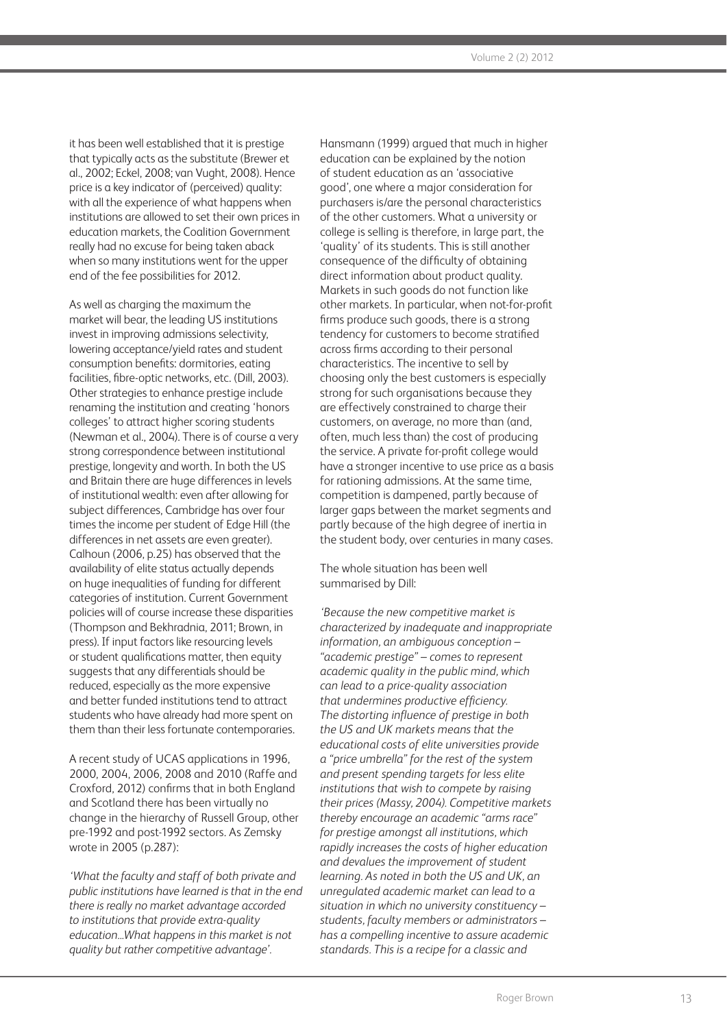it has been well established that it is prestige that typically acts as the substitute (Brewer et al., 2002; Eckel, 2008; van Vught, 2008). Hence price is a key indicator of (perceived) quality: with all the experience of what happens when institutions are allowed to set their own prices in education markets, the Coalition Government really had no excuse for being taken aback when so many institutions went for the upper end of the fee possibilities for 2012.

As well as charging the maximum the market will bear, the leading US institutions invest in improving admissions selectivity, lowering acceptance/yield rates and student consumption benefits: dormitories, eating facilities, fibre-optic networks, etc. (Dill, 2003). Other strategies to enhance prestige include renaming the institution and creating 'honors colleges' to attract higher scoring students (Newman et al., 2004). There is of course a very strong correspondence between institutional prestige, longevity and worth. In both the US and Britain there are huge differences in levels of institutional wealth: even after allowing for subject differences, Cambridge has over four times the income per student of Edge Hill (the differences in net assets are even greater). Calhoun (2006, p.25) has observed that the availability of elite status actually depends on huge inequalities of funding for different categories of institution. Current Government policies will of course increase these disparities (Thompson and Bekhradnia, 2011; Brown, in press). If input factors like resourcing levels or student qualifications matter, then equity suggests that any differentials should be reduced, especially as the more expensive and better funded institutions tend to attract students who have already had more spent on them than their less fortunate contemporaries.

A recent study of UCAS applications in 1996, 2000, 2004, 2006, 2008 and 2010 (Raffe and Croxford, 2012) confirms that in both England and Scotland there has been virtually no change in the hierarchy of Russell Group, other pre-1992 and post-1992 sectors. As Zemsky wrote in 2005 (p.287):

*'What the faculty and staff of both private and public institutions have learned is that in the end there is really no market advantage accorded to institutions that provide extra-quality education...What happens in this market is not quality but rather competitive advantage'.*

Hansmann (1999) argued that much in higher education can be explained by the notion of student education as an 'associative good', one where a major consideration for purchasers is/are the personal characteristics of the other customers. What a university or college is selling is therefore, in large part, the 'quality' of its students. This is still another consequence of the difficulty of obtaining direct information about product quality. Markets in such goods do not function like other markets. In particular, when not-for-profit firms produce such goods, there is a strong tendency for customers to become stratified across firms according to their personal characteristics. The incentive to sell by choosing only the best customers is especially strong for such organisations because they are effectively constrained to charge their customers, on average, no more than (and, often, much less than) the cost of producing the service. A private for-profit college would have a stronger incentive to use price as a basis for rationing admissions. At the same time, competition is dampened, partly because of larger gaps between the market segments and partly because of the high degree of inertia in the student body, over centuries in many cases.

The whole situation has been well summarised by Dill:

*'Because the new competitive market is characterized by inadequate and inappropriate information, an ambiguous conception – "academic prestige" – comes to represent academic quality in the public mind, which can lead to a price-quality association that undermines productive efficiency. The distorting influence of prestige in both the US and UK markets means that the educational costs of elite universities provide a "price umbrella" for the rest of the system and present spending targets for less elite institutions that wish to compete by raising their prices (Massy, 2004). Competitive markets thereby encourage an academic "arms race" for prestige amongst all institutions, which rapidly increases the costs of higher education and devalues the improvement of student learning. As noted in both the US and UK, an unregulated academic market can lead to a situation in which no university constituency – students, faculty members or administrators – has a compelling incentive to assure academic standards. This is a recipe for a classic and*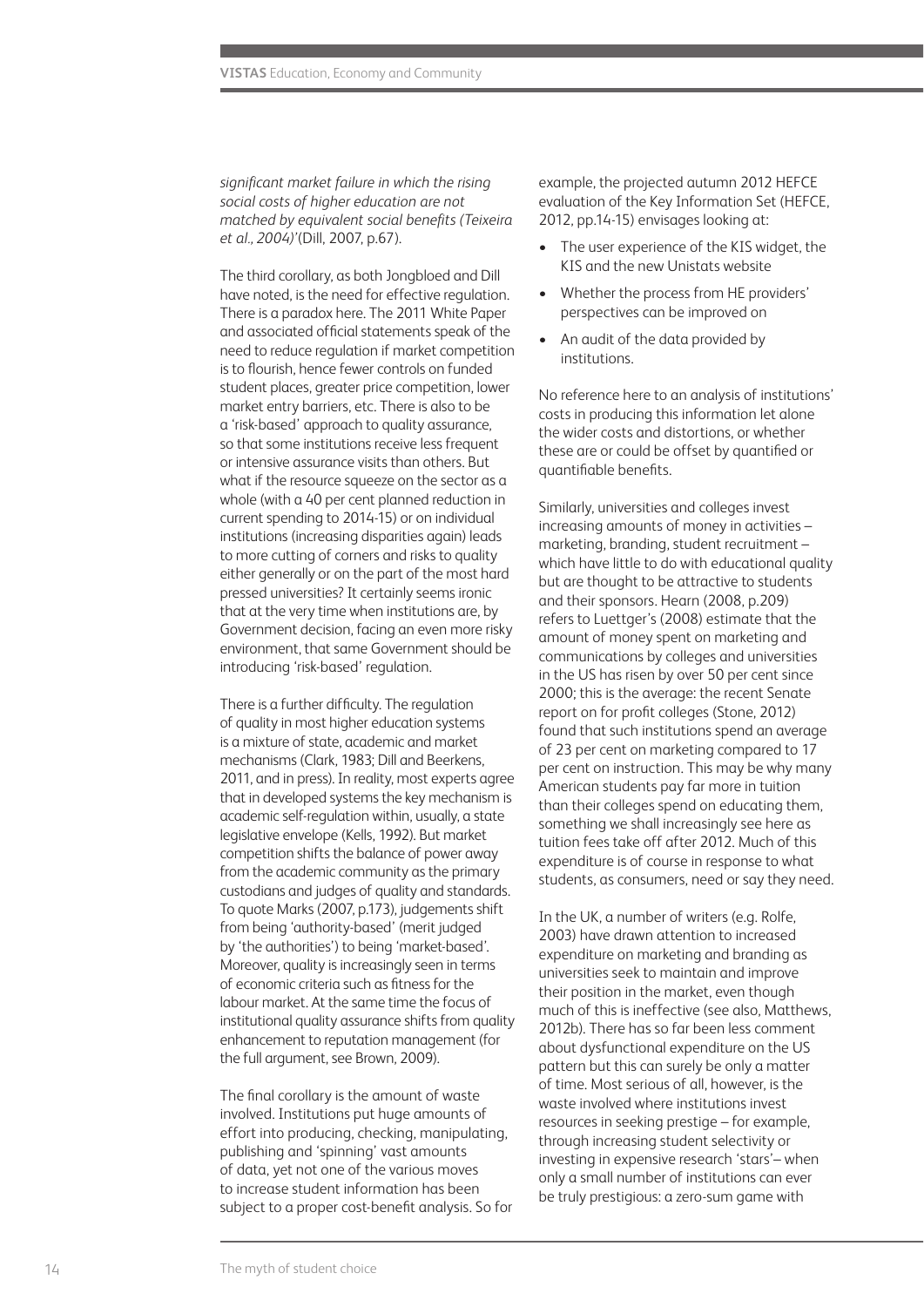*significant market failure in which the rising social costs of higher education are not matched by equivalent social benefits (Teixeira et al., 2004)'*(Dill, 2007, p.67).

The third corollary, as both Jongbloed and Dill have noted, is the need for effective regulation. There is a paradox here. The 2011 White Paper and associated official statements speak of the need to reduce regulation if market competition is to flourish, hence fewer controls on funded student places, greater price competition, lower market entry barriers, etc. There is also to be a 'risk-based' approach to quality assurance, so that some institutions receive less frequent or intensive assurance visits than others. But what if the resource squeeze on the sector as a whole (with a 40 per cent planned reduction in current spending to 2014-15) or on individual institutions (increasing disparities again) leads to more cutting of corners and risks to quality either generally or on the part of the most hard pressed universities? It certainly seems ironic that at the very time when institutions are, by Government decision, facing an even more risky environment, that same Government should be introducing 'risk-based' regulation.

There is a further difficulty. The regulation of quality in most higher education systems is a mixture of state, academic and market mechanisms (Clark, 1983; Dill and Beerkens, 2011, and in press). In reality, most experts agree that in developed systems the key mechanism is academic self-regulation within, usually, a state legislative envelope (Kells, 1992). But market competition shifts the balance of power away from the academic community as the primary custodians and judges of quality and standards. To quote Marks (2007, p.173), judgements shift from being 'authority-based' (merit judged by 'the authorities') to being 'market-based'. Moreover, quality is increasingly seen in terms of economic criteria such as fitness for the labour market. At the same time the focus of institutional quality assurance shifts from quality enhancement to reputation management (for the full argument, see Brown, 2009).

The final corollary is the amount of waste involved. Institutions put huge amounts of effort into producing, checking, manipulating, publishing and 'spinning' vast amounts of data, yet not one of the various moves to increase student information has been subject to a proper cost-benefit analysis. So for example, the projected autumn 2012 HEFCE evaluation of the Key Information Set (HEFCE, 2012, pp.14-15) envisages looking at:

- The user experience of the KIS widget, the KIS and the new Unistats website
- Whether the process from HE providers' perspectives can be improved on
- An audit of the data provided by institutions.

No reference here to an analysis of institutions' costs in producing this information let alone the wider costs and distortions, or whether these are or could be offset by quantified or quantifiable benefits.

Similarly, universities and colleges invest increasing amounts of money in activities – marketing, branding, student recruitment – which have little to do with educational quality but are thought to be attractive to students and their sponsors. Hearn (2008, p.209) refers to Luettger's (2008) estimate that the amount of money spent on marketing and communications by colleges and universities in the US has risen by over 50 per cent since 2000; this is the average: the recent Senate report on for profit colleges (Stone, 2012) found that such institutions spend an average of 23 per cent on marketing compared to 17 per cent on instruction. This may be why many American students pay far more in tuition than their colleges spend on educating them, something we shall increasingly see here as tuition fees take off after 2012. Much of this expenditure is of course in response to what students, as consumers, need or say they need.

In the UK, a number of writers (e.g. Rolfe, 2003) have drawn attention to increased expenditure on marketing and branding as universities seek to maintain and improve their position in the market, even though much of this is ineffective (see also, Matthews, 2012b). There has so far been less comment about dysfunctional expenditure on the US pattern but this can surely be only a matter of time. Most serious of all, however, is the waste involved where institutions invest resources in seeking prestige – for example, through increasing student selectivity or investing in expensive research 'stars'– when only a small number of institutions can ever be truly prestigious: a zero-sum game with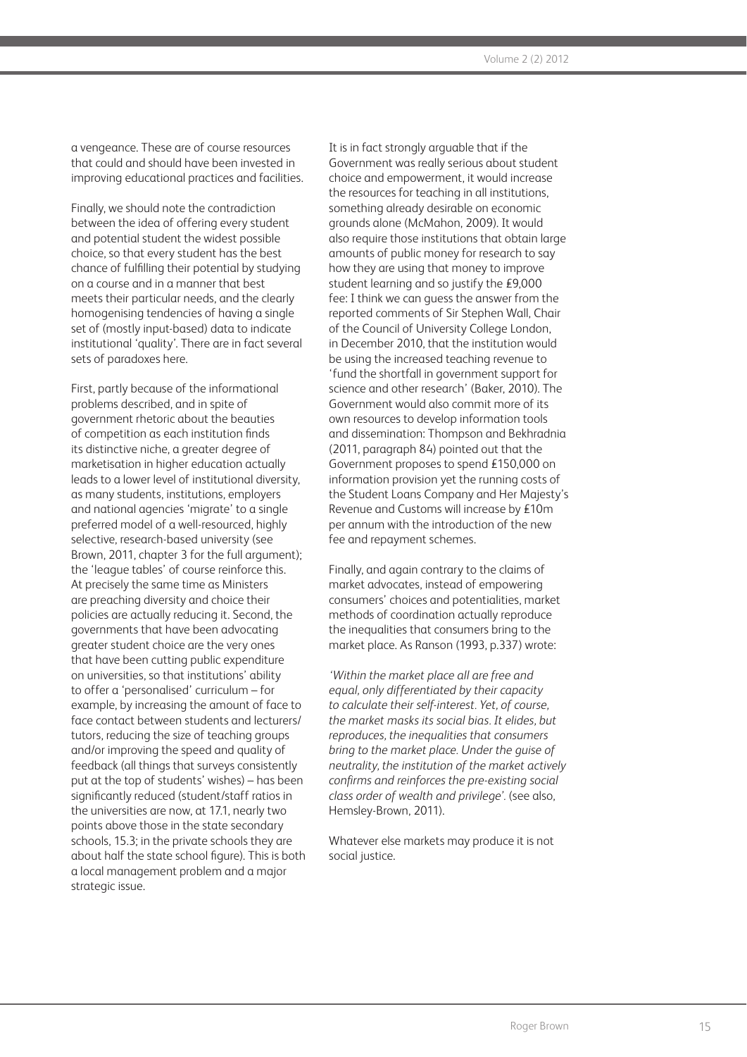a vengeance. These are of course resources that could and should have been invested in improving educational practices and facilities.

Finally, we should note the contradiction between the idea of offering every student and potential student the widest possible choice, so that every student has the best chance of fulfilling their potential by studying on a course and in a manner that best meets their particular needs, and the clearly homogenising tendencies of having a single set of (mostly input-based) data to indicate institutional 'quality'. There are in fact several sets of paradoxes here.

First, partly because of the informational problems described, and in spite of government rhetoric about the beauties of competition as each institution finds its distinctive niche, a greater degree of marketisation in higher education actually leads to a lower level of institutional diversity, as many students, institutions, employers and national agencies 'migrate' to a single preferred model of a well-resourced, highly selective, research-based university (see Brown, 2011, chapter 3 for the full argument); the 'league tables' of course reinforce this. At precisely the same time as Ministers are preaching diversity and choice their policies are actually reducing it. Second, the governments that have been advocating greater student choice are the very ones that have been cutting public expenditure on universities, so that institutions' ability to offer a 'personalised' curriculum – for example, by increasing the amount of face to face contact between students and lecturers/tutors, reducing the size of teaching groups and/or improving the speed and quality of feedback (all things that surveys consistently put at the top of students' wishes) – has been significantly reduced (student/staff ratios in the universities are now, at 17.1, nearly two points above those in the state secondary schools, 15.3; in the private schools they are about half the state school figure). This is both a local management problem and a major strategic issue.

It is in fact strongly arguable that if the Government was really serious about student choice and empowerment, it would increase the resources for teaching in all institutions, something already desirable on economic grounds alone (McMahon, 2009). It would also require those institutions that obtain large amounts of public money for research to say how they are using that money to improve student learning and so justify the £9,000 fee: I think we can guess the answer from the reported comments of Sir Stephen Wall, Chair of the Council of University College London, in December 2010, that the institution would be using the increased teaching revenue to 'fund the shortfall in government support for science and other research' (Baker, 2010). The Government would also commit more of its own resources to develop information tools and dissemination: Thompson and Bekhradnia (2011, paragraph 84) pointed out that the Government proposes to spend £150,000 on information provision yet the running costs of the Student Loans Company and Her Majesty's Revenue and Customs will increase by £10m per annum with the introduction of the new fee and repayment schemes.

Finally, and again contrary to the claims of market advocates, instead of empowering consumers' choices and potentialities, market methods of coordination actually reproduce the inequalities that consumers bring to the market place. As Ranson (1993, p.337) wrote:

*'Within the market place all are free and equal, only differentiated by their capacity to calculate their self-interest. Yet, of course, the market masks its social bias. It elides, but reproduces, the inequalities that consumers bring to the market place. Under the guise of neutrality, the institution of the market actively confirms and reinforces the pre-existing social class order of wealth and privilege'.* (see also, Hemsley-Brown, 2011).

Whatever else markets may produce it is not social justice.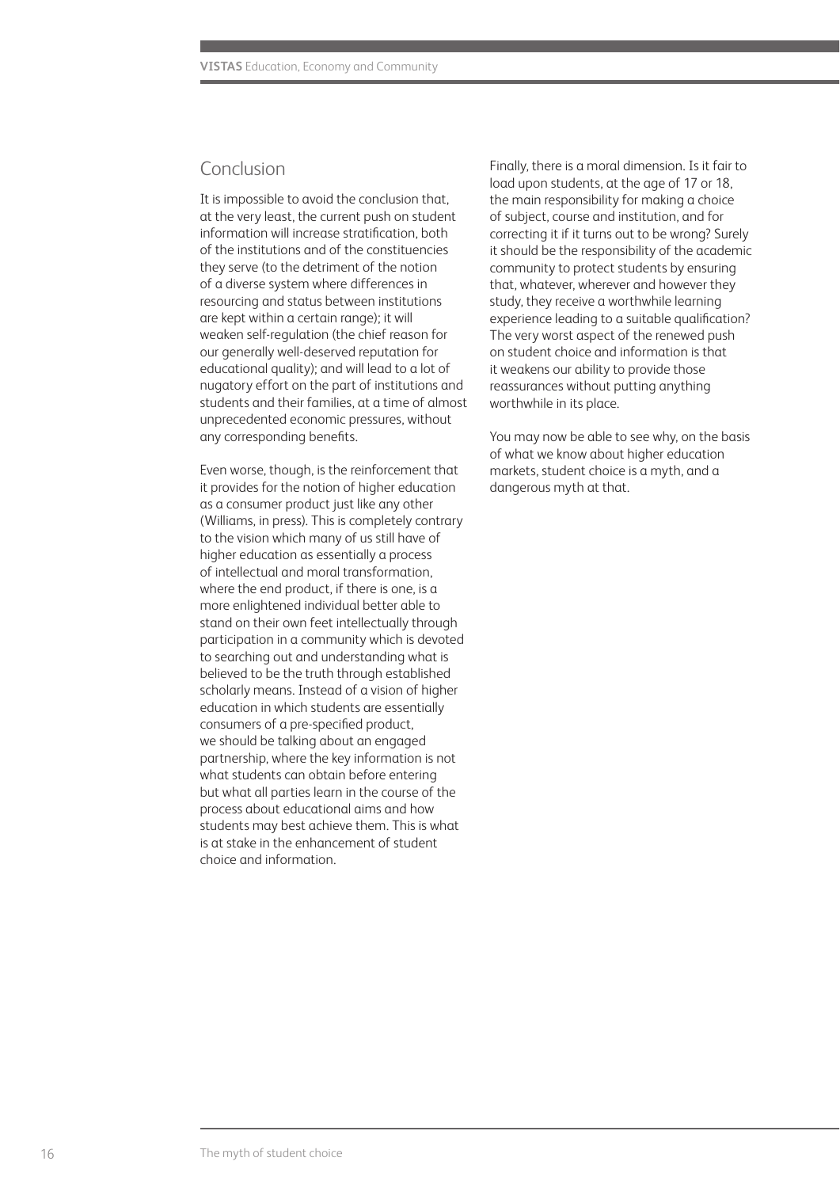## Conclusion

It is impossible to avoid the conclusion that, at the very least, the current push on student information will increase stratification, both of the institutions and of the constituencies they serve (to the detriment of the notion of a diverse system where differences in resourcing and status between institutions are kept within a certain range); it will weaken self-regulation (the chief reason for our generally well-deserved reputation for educational quality); and will lead to a lot of nugatory effort on the part of institutions and students and their families, at a time of almost unprecedented economic pressures, without any corresponding benefits.

Even worse, though, is the reinforcement that it provides for the notion of higher education as a consumer product just like any other (Williams, in press). This is completely contrary to the vision which many of us still have of higher education as essentially a process of intellectual and moral transformation, where the end product, if there is one, is a more enlightened individual better able to stand on their own feet intellectually through participation in a community which is devoted to searching out and understanding what is believed to be the truth through established scholarly means. Instead of a vision of higher education in which students are essentially consumers of a pre-specified product, we should be talking about an engaged partnership, where the key information is not what students can obtain before entering but what all parties learn in the course of the process about educational aims and how students may best achieve them. This is what is at stake in the enhancement of student choice and information.

Finally, there is a moral dimension. Is it fair to load upon students, at the age of 17 or 18, the main responsibility for making a choice of subject, course and institution, and for correcting it if it turns out to be wrong? Surely it should be the responsibility of the academic community to protect students by ensuring that, whatever, wherever and however they study, they receive a worthwhile learning experience leading to a suitable qualification? The very worst aspect of the renewed push on student choice and information is that it weakens our ability to provide those reassurances without putting anything worthwhile in its place.

You may now be able to see why, on the basis of what we know about higher education markets, student choice is a myth, and a dangerous myth at that.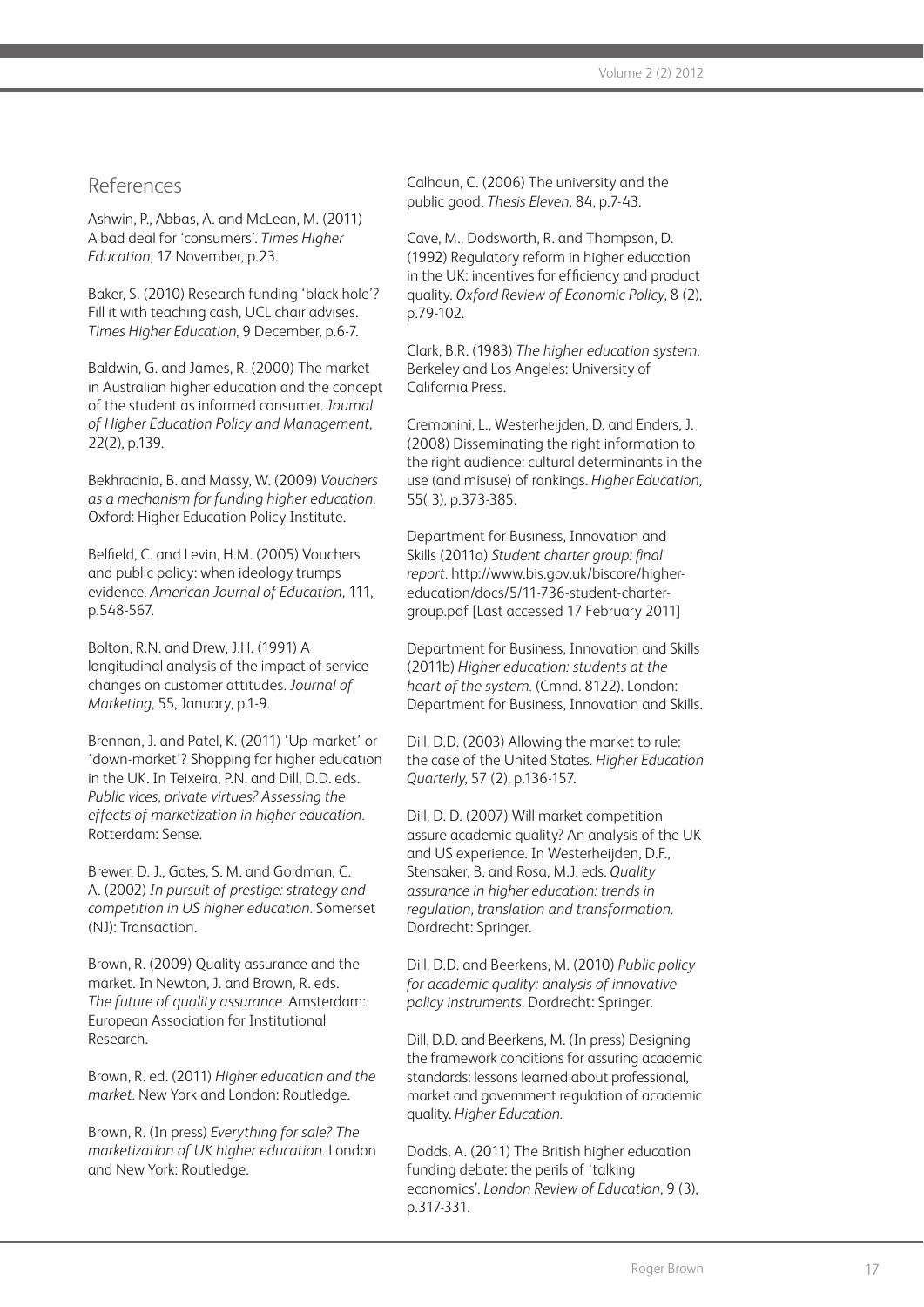## References

Ashwin, P., Abbas, A. and McLean, M. (2011) A bad deal for 'consumers'. *Times Higher Education*, 17 November, p.23.

Baker, S. (2010) Research funding 'black hole'? Fill it with teaching cash, UCL chair advises. *Times Higher Education*, 9 December, p.6-7.

Baldwin, G. and James, R. (2000) The market in Australian higher education and the concept of the student as informed consumer. *Journal of Higher Education Policy and Management*, 22(2), p.139.

Bekhradnia, B. and Massy, W. (2009) *Vouchers as a mechanism for funding higher education*. Oxford: Higher Education Policy Institute.

Belfield, C. and Levin, H.M. (2005) Vouchers and public policy: when ideology trumps evidence. *American Journal of Education*, 111, p.548-567.

Bolton, R.N. and Drew, J.H. (1991) A longitudinal analysis of the impact of service changes on customer attitudes. *Journal of Marketing*, 55, January, p.1-9.

Brennan, J. and Patel, K. (2011) 'Up-market' or 'down-market'? Shopping for higher education in the UK. In Teixeira, P.N. and Dill, D.D. eds. *Public vices, private virtues? Assessing the effects of marketization in higher education*. Rotterdam: Sense.

Brewer, D. J., Gates, S. M. and Goldman, C. A. (2002) *In pursuit of prestige: strategy and competition in US higher education*. Somerset (NJ): Transaction.

Brown, R. (2009) Quality assurance and the market. In Newton, J. and Brown, R. eds. *The future of quality assurance*. Amsterdam: European Association for Institutional Research.

Brown, R. ed. (2011) *Higher education and the market*. New York and London: Routledge.

Brown, R. (In press) *Everything for sale? The marketization of UK higher education*. London and New York: Routledge.

Calhoun, C. (2006) The university and the public good. *Thesis Eleven*, 84, p.7-43.

Cave, M., Dodsworth, R. and Thompson, D. (1992) Regulatory reform in higher education in the UK: incentives for efficiency and product quality. *Oxford Review of Economic Policy*, 8 (2), p.79-102.

Clark, B.R. (1983) *The higher education system*. Berkeley and Los Angeles: University of California Press.

Cremonini, L., Westerheijden, D. and Enders, J. (2008) Disseminating the right information to the right audience: cultural determinants in the use (and misuse) of rankings. *Higher Education*, 55( 3), p.373-385.

Department for Business, Innovation and Skills (2011a) *Student charter group: final report*. http://www.bis.gov.uk/biscore/higher-education/docs/5/11-736-student-charter-group.pdf [Last accessed 17 February 2011]

Department for Business, Innovation and Skills (2011b) *Higher education: students at the heart of the system*. (Cmnd. 8122). London: Department for Business, Innovation and Skills.

Dill, D.D. (2003) Allowing the market to rule: the case of the United States. *Higher Education Quarterly*, 57 (2), p.136-157.

Dill, D. D. (2007) Will market competition assure academic quality? An analysis of the UK and US experience. In Westerheijden, D.F., Stensaker, B. and Rosa, M.J. eds. *Quality assurance in higher education: trends in regulation, translation and transformation*. Dordrecht: Springer.

Dill, D.D. and Beerkens, M. (2010) *Public policy for academic quality: analysis of innovative policy instruments*. Dordrecht: Springer.

Dill, D.D. and Beerkens, M. (In press) Designing the framework conditions for assuring academic standards: lessons learned about professional, market and government regulation of academic quality. *Higher Education*.

Dodds, A. (2011) The British higher education funding debate: the perils of 'talking economics'. *London Review of Education*, 9 (3), p.317-331.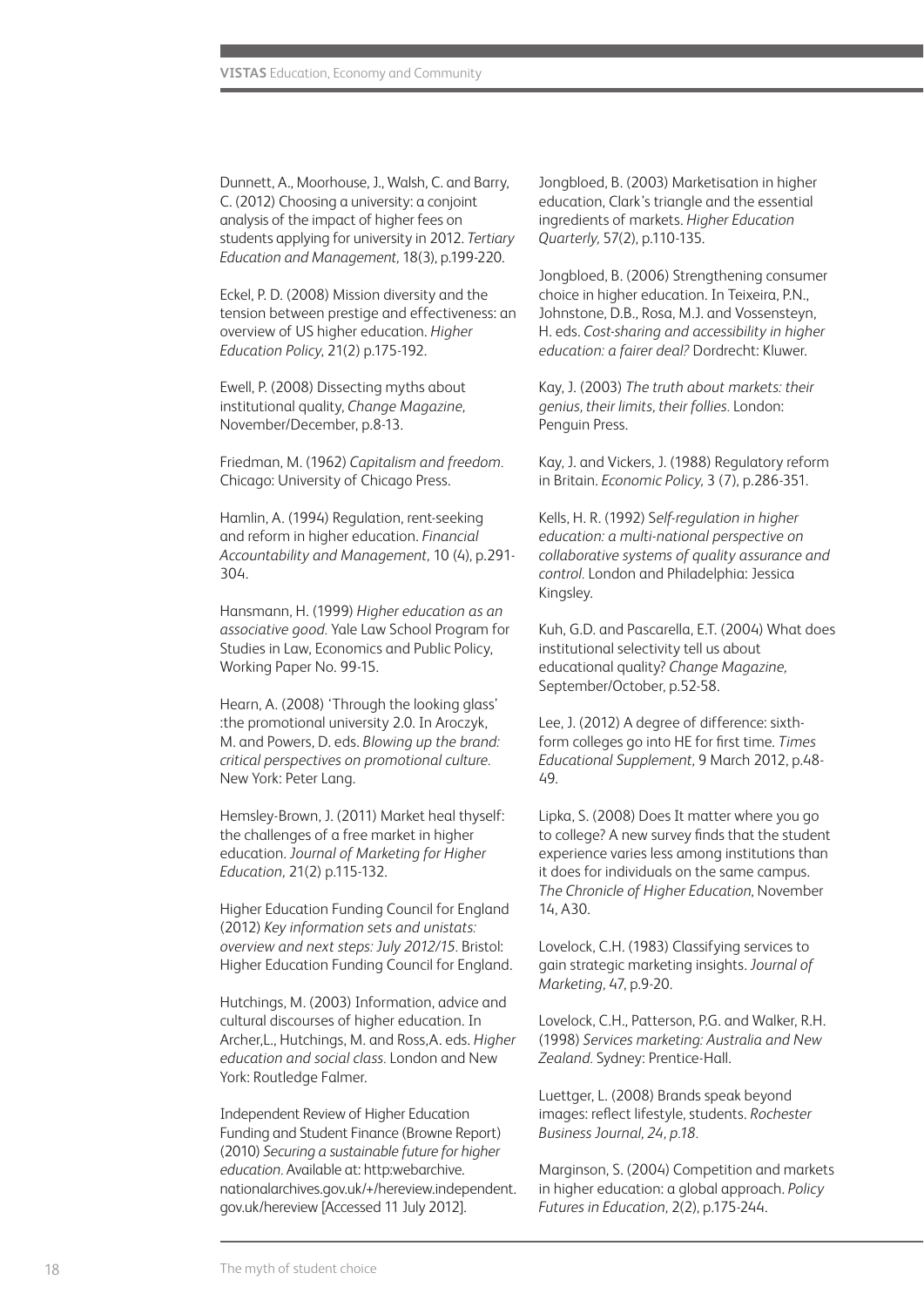Dunnett, A., Moorhouse, J., Walsh, C. and Barry, C. (2012) Choosing a university: a conjoint analysis of the impact of higher fees on students applying for university in 2012. *Tertiary Education and Management*, 18(3), p.199-220.

Eckel, P. D. (2008) Mission diversity and the tension between prestige and effectiveness: an overview of US higher education. *Higher Education Policy*, 21(2) p.175-192.

Ewell, P. (2008) Dissecting myths about institutional quality, *Change Magazine*, November/December, p.8-13.

Friedman, M. (1962) *Capitalism and freedom*. Chicago: University of Chicago Press.

Hamlin, A. (1994) Regulation, rent-seeking and reform in higher education. *Financial Accountability and Management*, 10 (4), p.291-304.

Hansmann, H. (1999) *Higher education as an associative good*. Yale Law School Program for Studies in Law, Economics and Public Policy, Working Paper No. 99-15.

Hearn, A. (2008) 'Through the looking glass' :the promotional university 2.0. In Aroczyk, M. and Powers, D. eds. *Blowing up the brand: critical perspectives on promotional culture*. New York: Peter Lang.

Hemsley-Brown, J. (2011) Market heal thyself: the challenges of a free market in higher education. *Journal of Marketing for Higher Education*, 21(2) p.115-132.

Higher Education Funding Council for England (2012) *Key information sets and unistats: overview and next steps: July 2012/15*. Bristol: Higher Education Funding Council for England.

Hutchings, M. (2003) Information, advice and cultural discourses of higher education. In Archer,L., Hutchings, M. and Ross,A. eds. *Higher education and social class*. London and New York: Routledge Falmer.

Independent Review of Higher Education Funding and Student Finance (Browne Report) (2010) *Securing a sustainable future for higher education*. Available at: http:webarchive.nationalarchives.gov.uk/+/hereview.independent.gov.uk/hereview [Accessed 11 July 2012].

Jongbloed, B. (2003) Marketisation in higher education, Clark's triangle and the essential ingredients of markets. *Higher Education Quarterly*, 57(2), p.110-135.

Jongbloed, B. (2006) Strengthening consumer choice in higher education. In Teixeira, P.N., Johnstone, D.B., Rosa, M.J. and Vossensteyn, H. eds. *Cost-sharing and accessibility in higher education: a fairer deal?* Dordrecht: Kluwer.

Kay, J. (2003) *The truth about markets: their genius, their limits, their follies*. London: Penguin Press.

Kay, J. and Vickers, J. (1988) Regulatory reform in Britain. *Economic Policy*, 3 (7), p.286-351.

Kells, H. R. (1992) S*elf-regulation in higher education: a multi-national perspective on collaborative systems of quality assurance and control*. London and Philadelphia: Jessica Kingsley.

Kuh, G.D. and Pascarella, E.T. (2004) What does institutional selectivity tell us about educational quality? *Change Magazine*, September/October, p.52-58.

Lee, J. (2012) A degree of difference: sixth-form colleges go into HE for first time. *Times Educational Supplement*, 9 March 2012, p.48-49.

Lipka, S. (2008) Does It matter where you go to college? A new survey finds that the student experience varies less among institutions than it does for individuals on the same campus. *The Chronicle of Higher Education*, November 14, A30.

Lovelock, C.H. (1983) Classifying services to gain strategic marketing insights. *Journal of Marketing*, 47, p.9-20.

Lovelock, C.H., Patterson, P.G. and Walker, R.H. (1998) *Services marketing: Australia and New Zealand*. Sydney: Prentice-Hall.

Luettger, L. (2008) Brands speak beyond images: reflect lifestyle, students. *Rochester Business Journal, 24, p.18*.

Marginson, S. (2004) Competition and markets in higher education: a global approach. *Policy Futures in Education*, 2(2), p.175-244.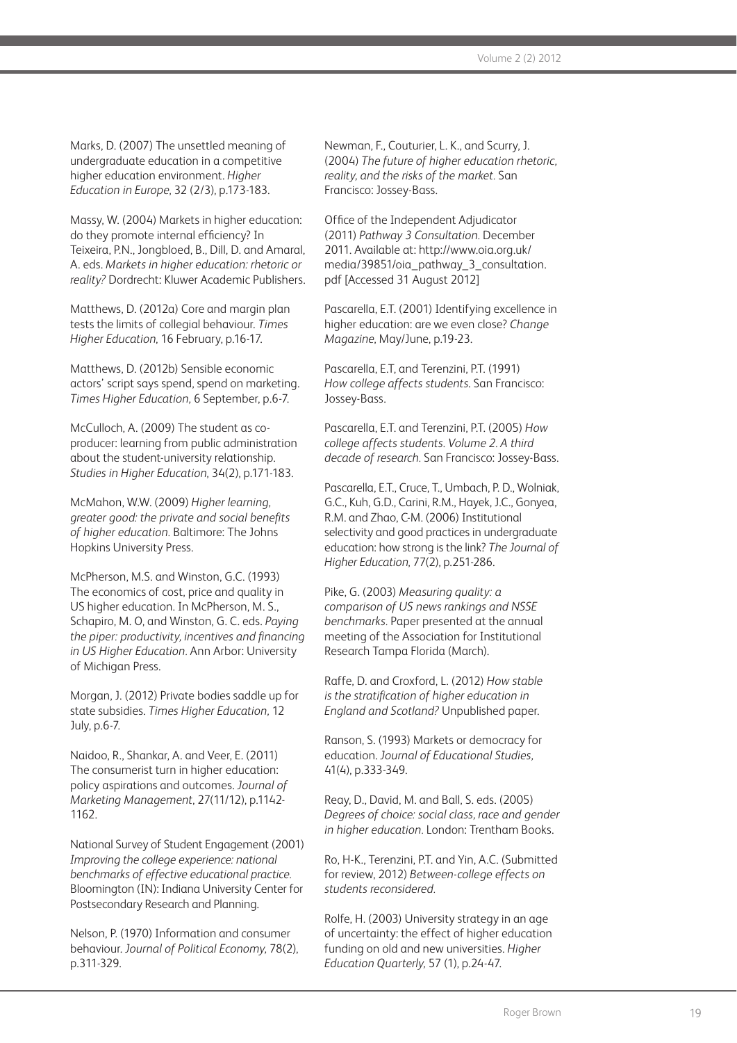Marks, D. (2007) The unsettled meaning of undergraduate education in a competitive higher education environment. *Higher Education in Europe*, 32 (2/3), p.173-183.

Massy, W. (2004) Markets in higher education: do they promote internal efficiency? In Teixeira, P.N., Jongbloed, B., Dill, D. and Amaral, A. eds. *Markets in higher education: rhetoric or reality?* Dordrecht: Kluwer Academic Publishers.

Matthews, D. (2012a) Core and margin plan tests the limits of collegial behaviour. *Times Higher Education*, 16 February, p.16-17.

Matthews, D. (2012b) Sensible economic actors' script says spend, spend on marketing. *Times Higher Education*, 6 September, p.6-7.

McCulloch, A. (2009) The student as co-producer: learning from public administration about the student-university relationship. *Studies in Higher Education*, 34(2), p.171-183.

McMahon, W.W. (2009) *Higher learning, greater good: the private and social benefits of higher education.* Baltimore: The Johns Hopkins University Press.

McPherson, M.S. and Winston, G.C. (1993) The economics of cost, price and quality in US higher education. In McPherson, M. S., Schapiro, M. O, and Winston, G. C. eds. *Paying the piper: productivity, incentives and financing in US Higher Education*. Ann Arbor: University of Michigan Press.

Morgan, J. (2012) Private bodies saddle up for state subsidies. *Times Higher Education*, 12 July, p.6-7.

Naidoo, R., Shankar, A. and Veer, E. (2011) The consumerist turn in higher education: policy aspirations and outcomes. *Journal of Marketing Management*, 27(11/12), p.1142-1162.

National Survey of Student Engagement (2001) *Improving the college experience: national benchmarks of effective educational practice.* Bloomington (IN): Indiana University Center for Postsecondary Research and Planning.

Nelson, P. (1970) Information and consumer behaviour. *Journal of Political Economy*, 78(2), p.311-329.

Newman, F., Couturier, L. K., and Scurry, J. (2004) *The future of higher education rhetoric, reality, and the risks of the market.* San Francisco: Jossey-Bass.

Office of the Independent Adjudicator (2011) *Pathway 3 Consultation.* December 2011. Available at: http://www.oia.org.uk/media/39851/oia_pathway_3_consultation.pdf [Accessed 31 August 2012]

Pascarella, E.T. (2001) Identifying excellence in higher education: are we even close? *Change Magazine*, May/June, p.19-23.

Pascarella, E.T, and Terenzini, P.T. (1991) *How college affects students.* San Francisco: Jossey-Bass.

Pascarella, E.T. and Terenzini, P.T. (2005) *How college affects students. Volume 2. A third decade of research.* San Francisco: Jossey-Bass.

Pascarella, E.T., Cruce, T., Umbach, P. D., Wolniak, G.C., Kuh, G.D., Carini, R.M., Hayek, J.C., Gonyea, R.M. and Zhao, C-M. (2006) Institutional selectivity and good practices in undergraduate education: how strong is the link? *The Journal of Higher Education*, 77(2), p.251-286.

Pike, G. (2003) *Measuring quality: a comparison of US news rankings and NSSE benchmarks.* Paper presented at the annual meeting of the Association for Institutional Research Tampa Florida (March).

Raffe, D. and Croxford, L. (2012) *How stable is the stratification of higher education in England and Scotland?* Unpublished paper.

Ranson, S. (1993) Markets or democracy for education. *Journal of Educational Studies*, 41(4), p.333-349.

Reay, D., David, M. and Ball, S. eds. (2005) *Degrees of choice: social class, race and gender in higher education.* London: Trentham Books.

Ro, H-K., Terenzini, P.T. and Yin, A.C. (Submitted for review, 2012) *Between-college effects on students reconsidered.*

Rolfe, H. (2003) University strategy in an age of uncertainty: the effect of higher education funding on old and new universities. *Higher Education Quarterly*, 57 (1), p.24-47.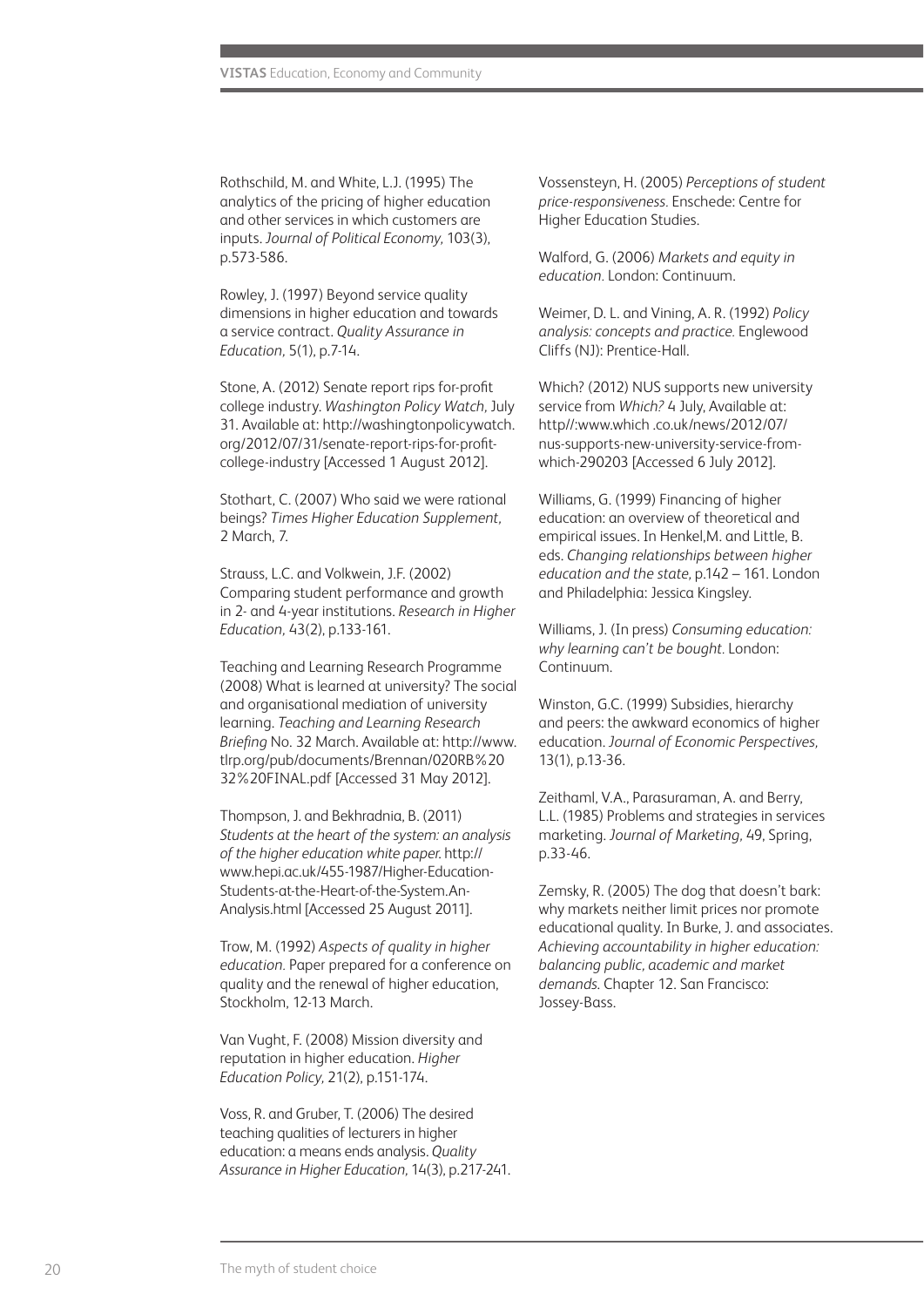Rothschild, M. and White, L.J. (1995) The analytics of the pricing of higher education and other services in which customers are inputs. *Journal of Political Economy,* 103(3), p.573-586.

Rowley, J. (1997) Beyond service quality dimensions in higher education and towards a service contract. *Quality Assurance in Education,* 5(1), p.7-14.

Stone, A. (2012) Senate report rips for-profit college industry. *Washington Policy Watch,* July 31. Available at: http://washingtonpolicywatch.org/2012/07/31/senate-report-rips-for-profit-college-industry [Accessed 1 August 2012].

Stothart, C. (2007) Who said we were rational beings? *Times Higher Education Supplement,* 2 March, 7.

Strauss, L.C. and Volkwein, J.F. (2002) Comparing student performance and growth in 2- and 4-year institutions. *Research in Higher Education,* 43(2), p.133-161.

Teaching and Learning Research Programme (2008) What is learned at university? The social and organisational mediation of university learning. *Teaching and Learning Research Briefing* No. 32 March. Available at: http://www.tlrp.org/pub/documents/Brennan/020RB%20 32%20FINAL.pdf [Accessed 31 May 2012].

Thompson, J. and Bekhradnia, B. (2011) *Students at the heart of the system: an analysis of the higher education white paper.* http://www.hepi.ac.uk/455-1987/Higher-Education-Students-at-the-Heart-of-the-System.An-Analysis.html [Accessed 25 August 2011].

Trow, M. (1992) *Aspects of quality in higher education.* Paper prepared for a conference on quality and the renewal of higher education, Stockholm, 12-13 March.

Van Vught, F. (2008) Mission diversity and reputation in higher education. *Higher Education Policy,* 21(2), p.151-174.

Voss, R. and Gruber, T. (2006) The desired teaching qualities of lecturers in higher education: a means ends analysis. *Quality Assurance in Higher Education,* 14(3), p.217-241.

Vossensteyn, H. (2005) *Perceptions of student price-responsiveness.* Enschede: Centre for Higher Education Studies.

Walford, G. (2006) *Markets and equity in education.* London: Continuum.

Weimer, D. L. and Vining, A. R. (1992) *Policy analysis: concepts and practice.* Englewood Cliffs (NJ): Prentice-Hall.

Which? (2012) NUS supports new university service from *Which?* 4 July, Available at: http//:www.which .co.uk/news/2012/07/nus-supports-new-university-service-from-which-290203 [Accessed 6 July 2012].

Williams, G. (1999) Financing of higher education: an overview of theoretical and empirical issues. In Henkel,M. and Little, B. eds. *Changing relationships between higher education and the state,* p.142 – 161. London and Philadelphia: Jessica Kingsley.

Williams, J. (In press) *Consuming education: why learning can't be bought.* London: Continuum.

Winston, G.C. (1999) Subsidies, hierarchy and peers: the awkward economics of higher education. *Journal of Economic Perspectives,* 13(1), p.13-36.

Zeithaml, V.A., Parasuraman, A. and Berry, L.L. (1985) Problems and strategies in services marketing. *Journal of Marketing,* 49, Spring, p.33-46.

Zemsky, R. (2005) The dog that doesn't bark: why markets neither limit prices nor promote educational quality. In Burke, J. and associates. *Achieving accountability in higher education: balancing public, academic and market demands.* Chapter 12. San Francisco: Jossey-Bass.